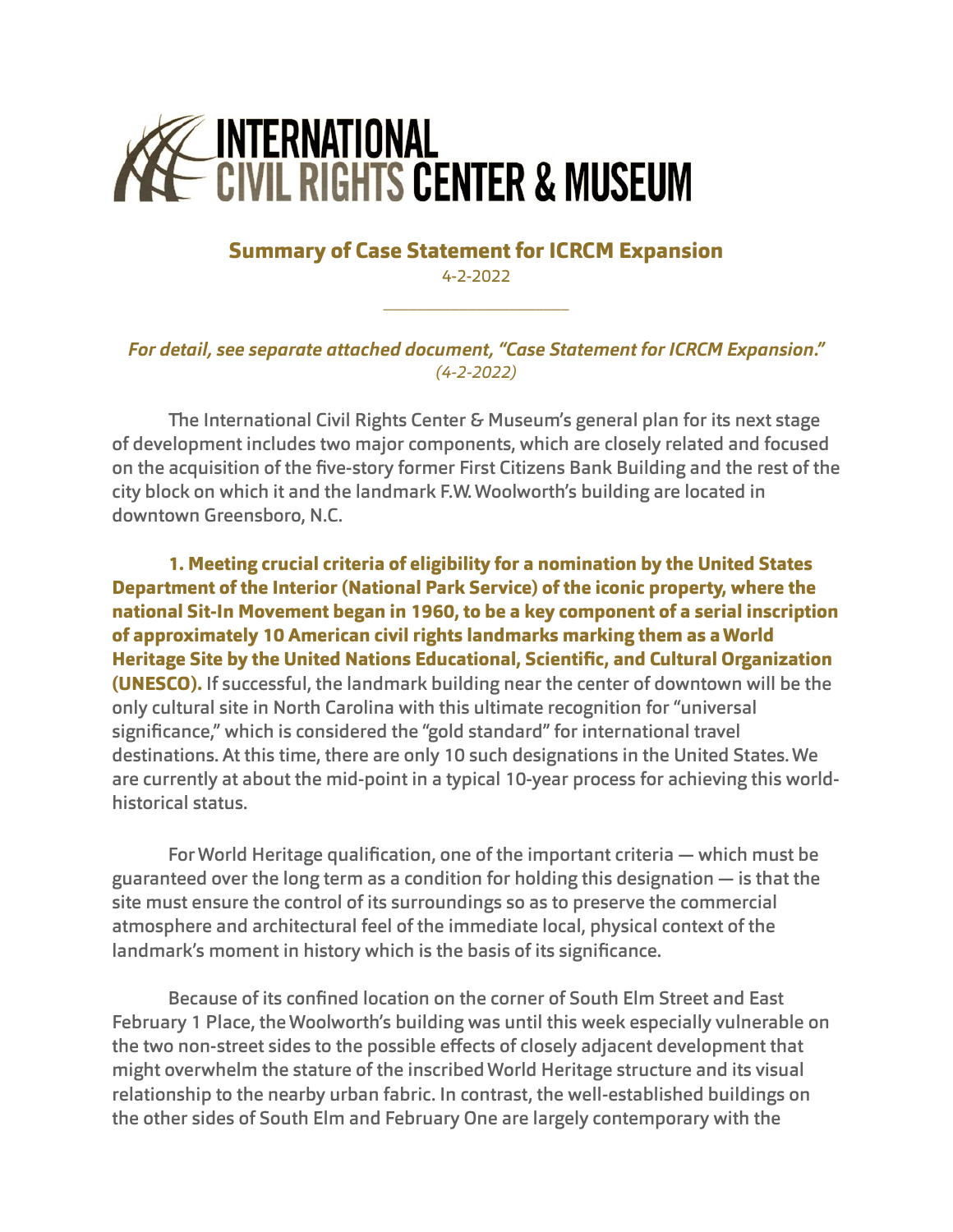# INTERNATIONAL CIVIL RIGHTS CENTER & MUSEUM

## Summary of Case Statement for ICRCM Expansion

4-2-2022

---

***For detail, see separate attached document, "Case Statement for ICRCM Expansion."*** *(4-2-2022)*

The International Civil Rights Center & Museum's general plan for its next stage of development includes two major components, which are closely related and focused on the acquisition of the five-story former First Citizens Bank Building and the rest of the city block on which it and the landmark F.W. Woolworth's building are located in downtown Greensboro, N.C.

**1. Meeting crucial criteria of eligibility for a nomination by the United States Department of the Interior (National Park Service) of the iconic property, where the national Sit-In Movement began in 1960, to be a key component of a serial inscription of approximately 10 American civil rights landmarks marking them as a World Heritage Site by the United Nations Educational, Scientific, and Cultural Organization (UNESCO).** If successful, the landmark building near the center of downtown will be the only cultural site in North Carolina with this ultimate recognition for "universal significance," which is considered the "gold standard" for international travel destinations. At this time, there are only 10 such designations in the United States. We are currently at about the mid-point in a typical 10-year process for achieving this world-historical status.

For World Heritage qualification, one of the important criteria — which must be guaranteed over the long term as a condition for holding this designation — is that the site must ensure the control of its surroundings so as to preserve the commercial atmosphere and architectural feel of the immediate local, physical context of the landmark's moment in history which is the basis of its significance.

Because of its confined location on the corner of South Elm Street and East February 1 Place, the Woolworth's building was until this week especially vulnerable on the two non-street sides to the possible effects of closely adjacent development that might overwhelm the stature of the inscribed World Heritage structure and its visual relationship to the nearby urban fabric. In contrast, the well-established buildings on the other sides of South Elm and February One are largely contemporary with the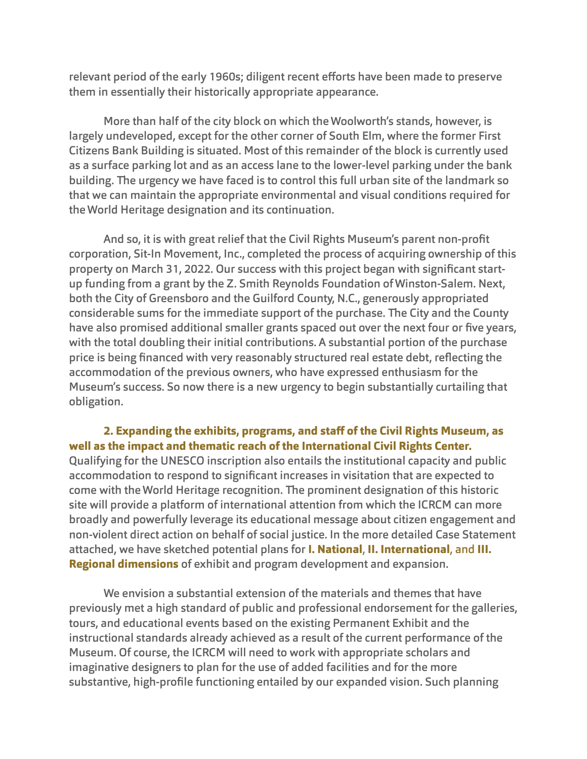relevant period of the early 1960s; diligent recent efforts have been made to preserve them in essentially their historically appropriate appearance.

More than half of the city block on which the Woolworth's stands, however, is largely undeveloped, except for the other corner of South Elm, where the former First Citizens Bank Building is situated. Most of this remainder of the block is currently used as a surface parking lot and as an access lane to the lower-level parking under the bank building. The urgency we have faced is to control this full urban site of the landmark so that we can maintain the appropriate environmental and visual conditions required for the World Heritage designation and its continuation.

And so, it is with great relief that the Civil Rights Museum's parent non-profit corporation, Sit-In Movement, Inc., completed the process of acquiring ownership of this property on March 31, 2022. Our success with this project began with significant start-up funding from a grant by the Z. Smith Reynolds Foundation of Winston-Salem. Next, both the City of Greensboro and the Guilford County, N.C., generously appropriated considerable sums for the immediate support of the purchase. The City and the County have also promised additional smaller grants spaced out over the next four or five years, with the total doubling their initial contributions. A substantial portion of the purchase price is being financed with very reasonably structured real estate debt, reflecting the accommodation of the previous owners, who have expressed enthusiasm for the Museum's success. So now there is a new urgency to begin substantially curtailing that obligation.

**2. Expanding the exhibits, programs, and staff of the Civil Rights Museum, as well as the impact and thematic reach of the International Civil Rights Center.** Qualifying for the UNESCO inscription also entails the institutional capacity and public accommodation to respond to significant increases in visitation that are expected to come with the World Heritage recognition. The prominent designation of this historic site will provide a platform of international attention from which the ICRCM can more broadly and powerfully leverage its educational message about citizen engagement and non-violent direct action on behalf of social justice. In the more detailed Case Statement attached, we have sketched potential plans for **I. National**, **II. International**, and **III. Regional dimensions** of exhibit and program development and expansion.

We envision a substantial extension of the materials and themes that have previously met a high standard of public and professional endorsement for the galleries, tours, and educational events based on the existing Permanent Exhibit and the instructional standards already achieved as a result of the current performance of the Museum. Of course, the ICRCM will need to work with appropriate scholars and imaginative designers to plan for the use of added facilities and for the more substantive, high-profile functioning entailed by our expanded vision. Such planning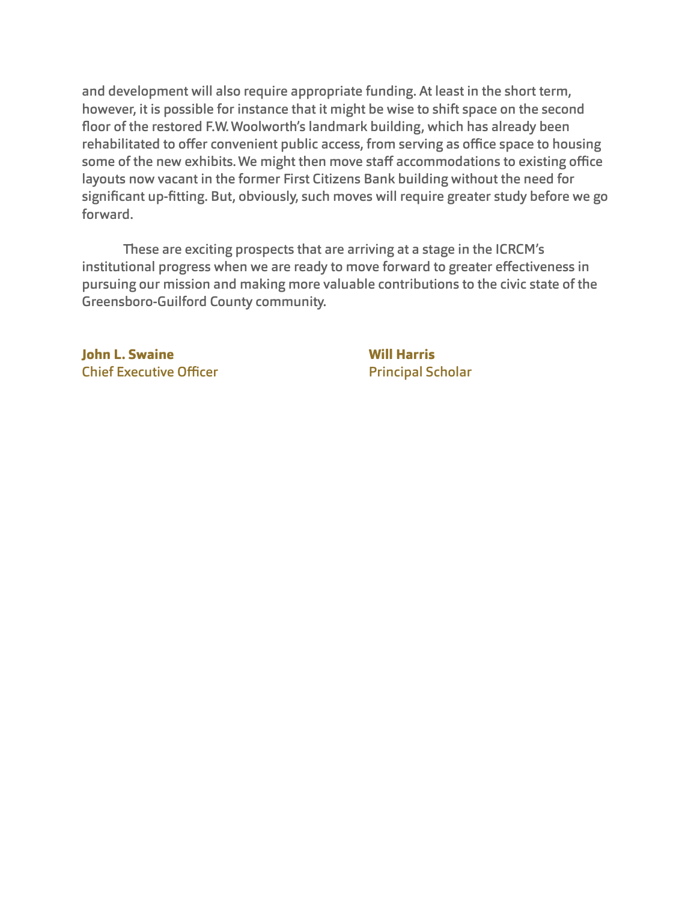and development will also require appropriate funding. At least in the short term, however, it is possible for instance that it might be wise to shift space on the second floor of the restored F.W. Woolworth's landmark building, which has already been rehabilitated to offer convenient public access, from serving as office space to housing some of the new exhibits. We might then move staff accommodations to existing office layouts now vacant in the former First Citizens Bank building without the need for significant up-fitting. But, obviously, such moves will require greater study before we go forward.

These are exciting prospects that are arriving at a stage in the ICRCM's institutional progress when we are ready to move forward to greater effectiveness in pursuing our mission and making more valuable contributions to the civic state of the Greensboro-Guilford County community.

**John L. Swaine**
Chief Executive Officer

**Will Harris**
Principal Scholar